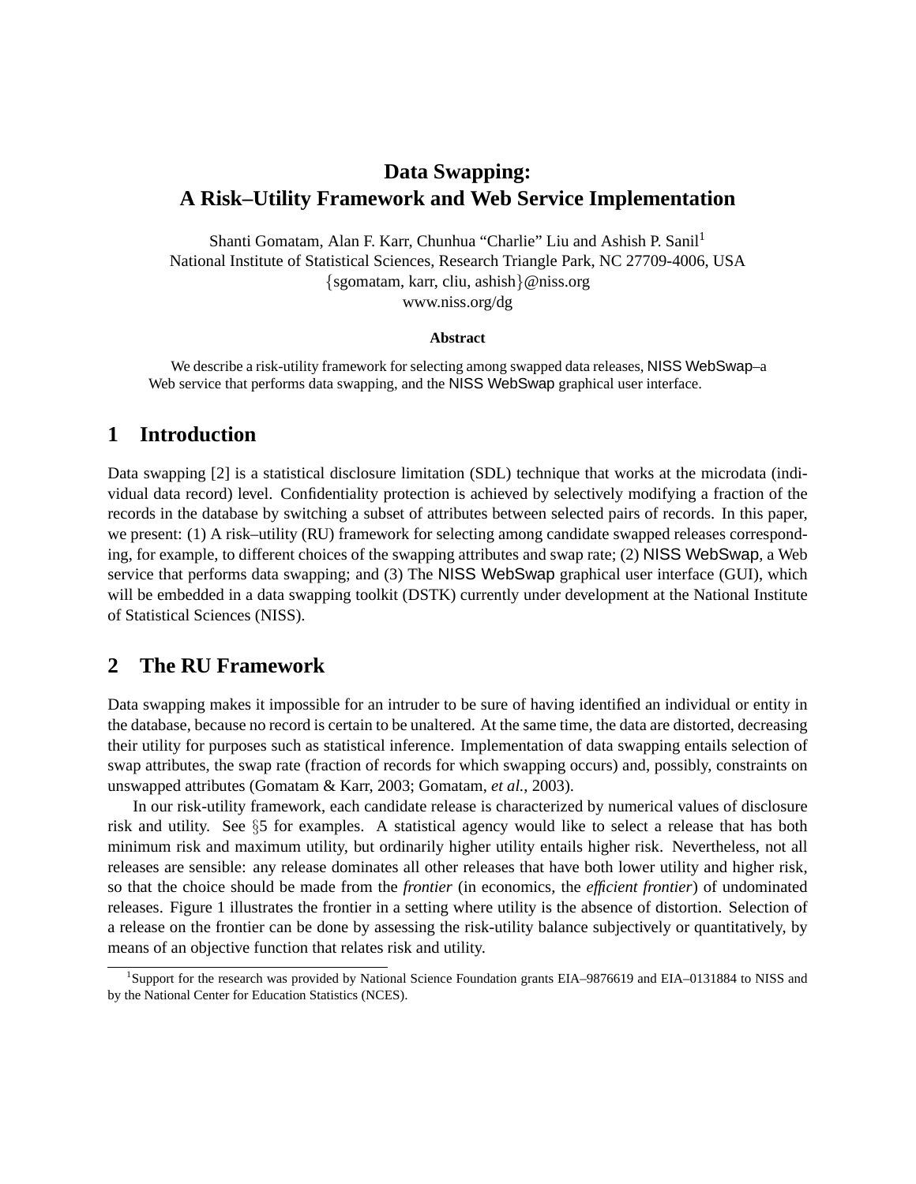# Data Swapping: A Risk–Utility Framework and Web Service Implementation

Shanti Gomatam, Alan F. Karr, Chunhua "Charlie" Liu and Ashish P. Sanil[1]
National Institute of Statistical Sciences, Research Triangle Park, NC 27709-4006, USA
{sgomatam, karr, cliu, ashish}@niss.org
www.niss.org/dg

### Abstract

We describe a risk-utility framework for selecting among swapped data releases, NISS WebSwap–a Web service that performs data swapping, and the NISS WebSwap graphical user interface.

## 1 Introduction

Data swapping [2] is a statistical disclosure limitation (SDL) technique that works at the microdata (individual data record) level. Confidentiality protection is achieved by selectively modifying a fraction of the records in the database by switching a subset of attributes between selected pairs of records. In this paper, we present: (1) A risk–utility (RU) framework for selecting among candidate swapped releases corresponding, for example, to different choices of the swapping attributes and swap rate; (2) NISS WebSwap, a Web service that performs data swapping; and (3) The NISS WebSwap graphical user interface (GUI), which will be embedded in a data swapping toolkit (DSTK) currently under development at the National Institute of Statistical Sciences (NISS).

## 2 The RU Framework

Data swapping makes it impossible for an intruder to be sure of having identified an individual or entity in the database, because no record is certain to be unaltered. At the same time, the data are distorted, decreasing their utility for purposes such as statistical inference. Implementation of data swapping entails selection of swap attributes, the swap rate (fraction of records for which swapping occurs) and, possibly, constraints on unswapped attributes (Gomatam & Karr, 2003; Gomatam, *et al.*, 2003).

In our risk-utility framework, each candidate release is characterized by numerical values of disclosure risk and utility. See §5 for examples. A statistical agency would like to select a release that has both minimum risk and maximum utility, but ordinarily higher utility entails higher risk. Nevertheless, not all releases are sensible: any release dominates all other releases that have both lower utility and higher risk, so that the choice should be made from the *frontier* (in economics, the *efficient frontier*) of undominated releases. Figure 1 illustrates the frontier in a setting where utility is the absence of distortion. Selection of a release on the frontier can be done by assessing the risk-utility balance subjectively or quantitatively, by means of an objective function that relates risk and utility.

[1] Support for the research was provided by National Science Foundation grants EIA–9876619 and EIA–0131884 to NISS and by the National Center for Education Statistics (NCES).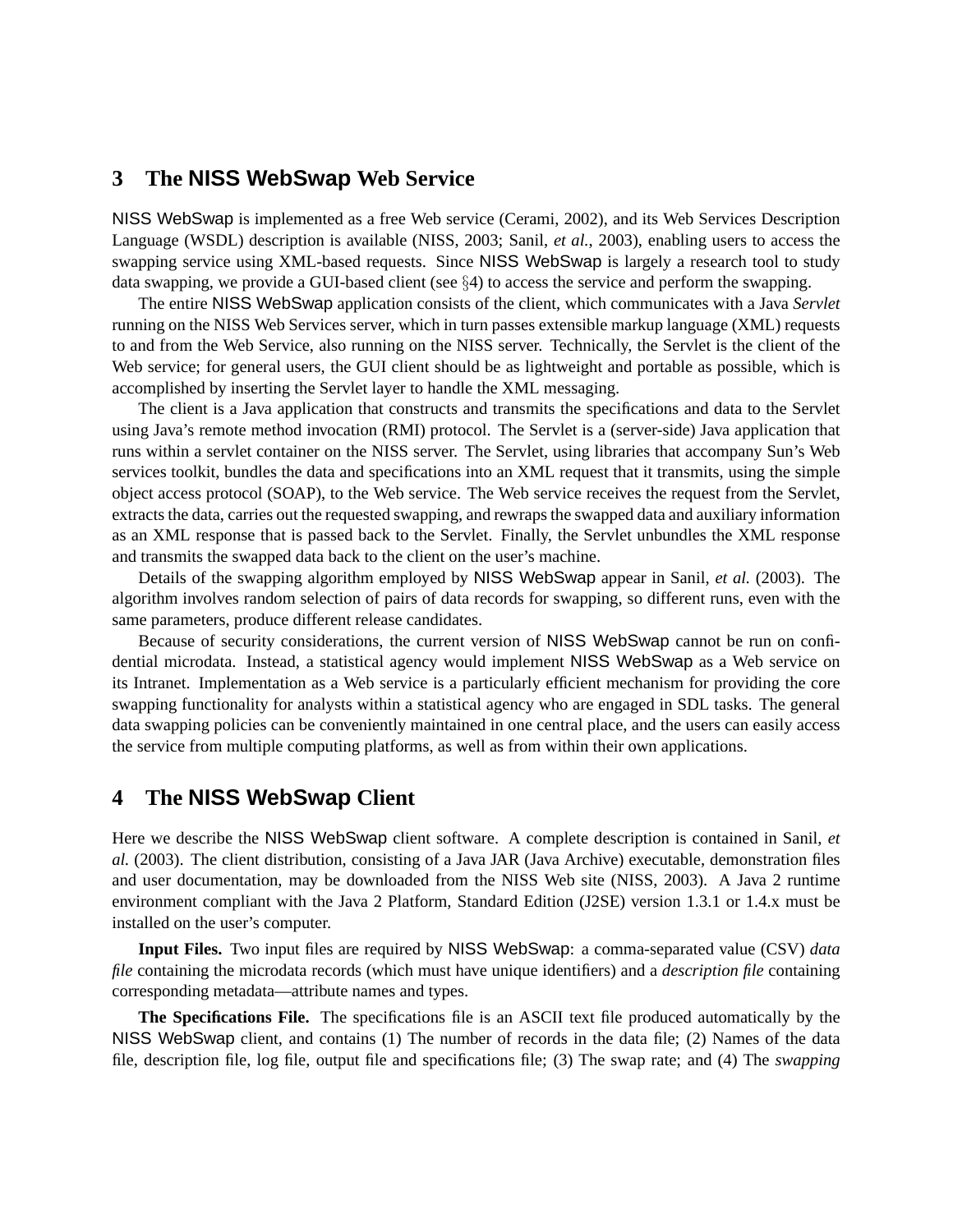## 3 The NISS WebSwap Web Service

NISS WebSwap is implemented as a free Web service (Cerami, 2002), and its Web Services Description Language (WSDL) description is available (NISS, 2003; Sanil, *et al.*, 2003), enabling users to access the swapping service using XML-based requests. Since NISS WebSwap is largely a research tool to study data swapping, we provide a GUI-based client (see §4) to access the service and perform the swapping.

The entire NISS WebSwap application consists of the client, which communicates with a Java *Servlet* running on the NISS Web Services server, which in turn passes extensible markup language (XML) requests to and from the Web Service, also running on the NISS server. Technically, the Servlet is the client of the Web service; for general users, the GUI client should be as lightweight and portable as possible, which is accomplished by inserting the Servlet layer to handle the XML messaging.

The client is a Java application that constructs and transmits the specifications and data to the Servlet using Java's remote method invocation (RMI) protocol. The Servlet is a (server-side) Java application that runs within a servlet container on the NISS server. The Servlet, using libraries that accompany Sun's Web services toolkit, bundles the data and specifications into an XML request that it transmits, using the simple object access protocol (SOAP), to the Web service. The Web service receives the request from the Servlet, extracts the data, carries out the requested swapping, and rewraps the swapped data and auxiliary information as an XML response that is passed back to the Servlet. Finally, the Servlet unbundles the XML response and transmits the swapped data back to the client on the user's machine.

Details of the swapping algorithm employed by NISS WebSwap appear in Sanil, *et al.* (2003). The algorithm involves random selection of pairs of data records for swapping, so different runs, even with the same parameters, produce different release candidates.

Because of security considerations, the current version of NISS WebSwap cannot be run on confidential microdata. Instead, a statistical agency would implement NISS WebSwap as a Web service on its Intranet. Implementation as a Web service is a particularly efficient mechanism for providing the core swapping functionality for analysts within a statistical agency who are engaged in SDL tasks. The general data swapping policies can be conveniently maintained in one central place, and the users can easily access the service from multiple computing platforms, as well as from within their own applications.

## 4 The NISS WebSwap Client

Here we describe the NISS WebSwap client software. A complete description is contained in Sanil, *et al.* (2003). The client distribution, consisting of a Java JAR (Java Archive) executable, demonstration files and user documentation, may be downloaded from the NISS Web site (NISS, 2003). A Java 2 runtime environment compliant with the Java 2 Platform, Standard Edition (J2SE) version 1.3.1 or 1.4.x must be installed on the user's computer.

**Input Files.** Two input files are required by NISS WebSwap: a comma-separated value (CSV) *data file* containing the microdata records (which must have unique identifiers) and a *description file* containing corresponding metadata—attribute names and types.

**The Specifications File.** The specifications file is an ASCII text file produced automatically by the NISS WebSwap client, and contains (1) The number of records in the data file; (2) Names of the data file, description file, log file, output file and specifications file; (3) The swap rate; and (4) The *swapping*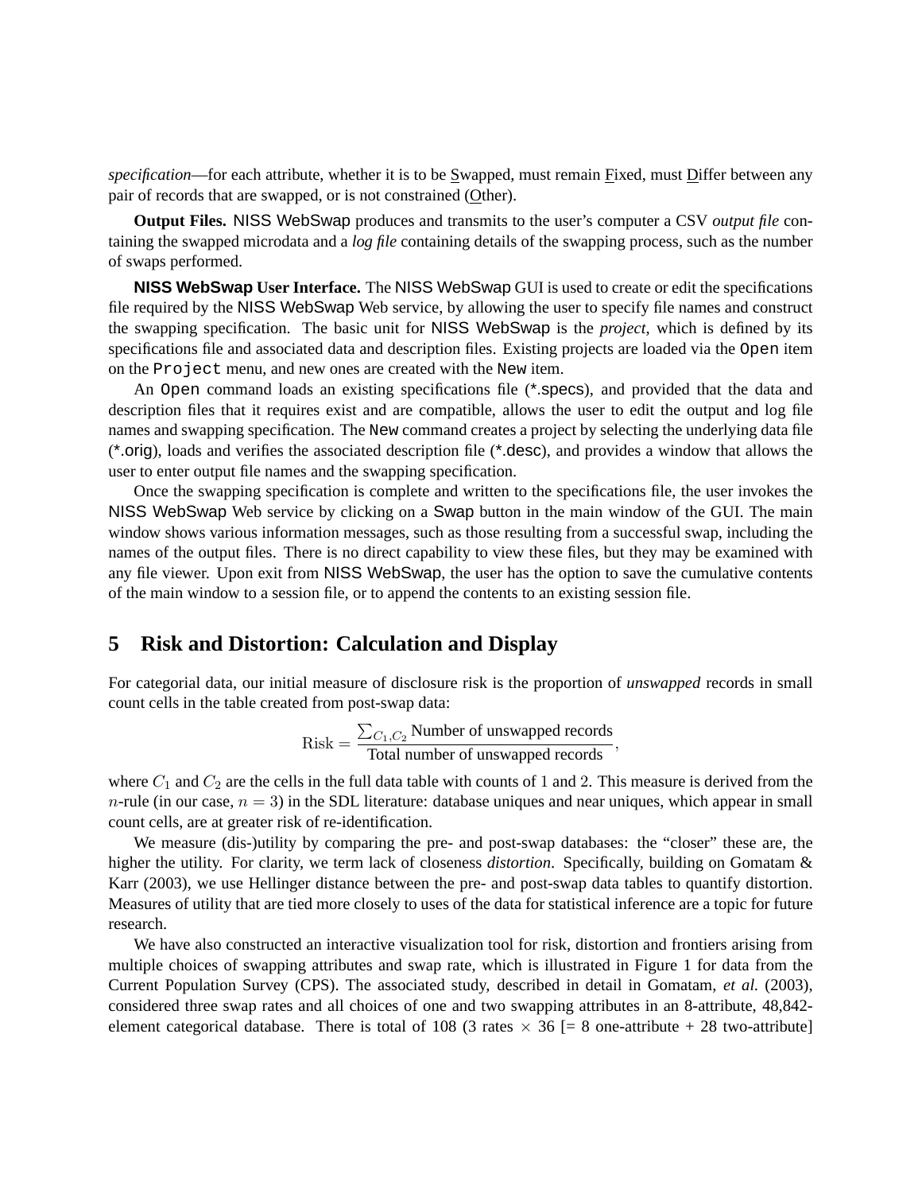*specification*—for each attribute, whether it is to be Swapped, must remain Fixed, must Differ between any pair of records that are swapped, or is not constrained (Other).

**Output Files.** NISS WebSwap produces and transmits to the user's computer a CSV *output file* containing the swapped microdata and a *log file* containing details of the swapping process, such as the number of swaps performed.

**NISS WebSwap User Interface.** The NISS WebSwap GUI is used to create or edit the specifications file required by the NISS WebSwap Web service, by allowing the user to specify file names and construct the swapping specification. The basic unit for NISS WebSwap is the *project*, which is defined by its specifications file and associated data and description files. Existing projects are loaded via the `Open` item on the `Project` menu, and new ones are created with the `New` item.

An `Open` command loads an existing specifications file (*.specs), and provided that the data and description files that it requires exist and are compatible, allows the user to edit the output and log file names and swapping specification. The `New` command creates a project by selecting the underlying data file (*.orig), loads and verifies the associated description file (*.desc), and provides a window that allows the user to enter output file names and the swapping specification.

Once the swapping specification is complete and written to the specifications file, the user invokes the NISS WebSwap Web service by clicking on a Swap button in the main window of the GUI. The main window shows various information messages, such as those resulting from a successful swap, including the names of the output files. There is no direct capability to view these files, but they may be examined with any file viewer. Upon exit from NISS WebSwap, the user has the option to save the cumulative contents of the main window to a session file, or to append the contents to an existing session file.

## 5 Risk and Distortion: Calculation and Display

For categorial data, our initial measure of disclosure risk is the proportion of *unswapped* records in small count cells in the table created from post-swap data:

$$\text{Risk} = \frac{\sum_{C_1, C_2} \text{Number of unswapped records}}{\text{Total number of unswapped records}},$$

where $C_1$ and $C_2$ are the cells in the full data table with counts of 1 and 2. This measure is derived from the $n$-rule (in our case, $n = 3$) in the SDL literature: database uniques and near uniques, which appear in small count cells, are at greater risk of re-identification.

We measure (dis-)utility by comparing the pre- and post-swap databases: the "closer" these are, the higher the utility. For clarity, we term lack of closeness *distortion*. Specifically, building on Gomatam & Karr (2003), we use Hellinger distance between the pre- and post-swap data tables to quantify distortion. Measures of utility that are tied more closely to uses of the data for statistical inference are a topic for future research.

We have also constructed an interactive visualization tool for risk, distortion and frontiers arising from multiple choices of swapping attributes and swap rate, which is illustrated in Figure 1 for data from the Current Population Survey (CPS). The associated study, described in detail in Gomatam, *et al.* (2003), considered three swap rates and all choices of one and two swapping attributes in an 8-attribute, 48,842-element categorical database. There is total of 108 (3 rates $\times$ 36 [= 8 one-attribute + 28 two-attribute]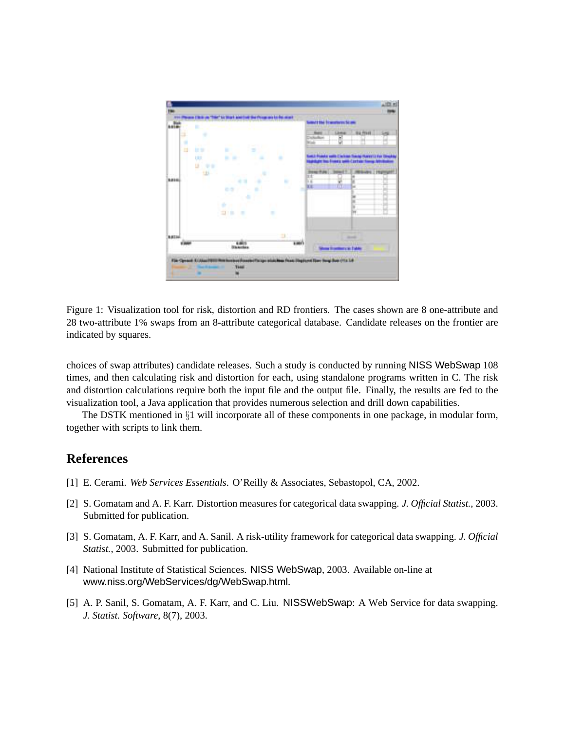Figure 1: Visualization tool for risk, distortion and RD frontiers. The cases shown are 8 one-attribute and 28 two-attribute 1% swaps from an 8-attribute categorical database. Candidate releases on the frontier are indicated by squares.

choices of swap attributes) candidate releases. Such a study is conducted by running NISS WebSwap 108 times, and then calculating risk and distortion for each, using standalone programs written in C. The risk and distortion calculations require both the input file and the output file. Finally, the results are fed to the visualization tool, a Java application that provides numerous selection and drill down capabilities.

The DSTK mentioned in §1 will incorporate all of these components in one package, in modular form, together with scripts to link them.

## References

[1] E. Cerami. *Web Services Essentials*. O'Reilly & Associates, Sebastopol, CA, 2002.

[2] S. Gomatam and A. F. Karr. Distortion measures for categorical data swapping. *J. Official Statist.*, 2003. Submitted for publication.

[3] S. Gomatam, A. F. Karr, and A. Sanil. A risk-utility framework for categorical data swapping. *J. Official Statist.*, 2003. Submitted for publication.

[4] National Institute of Statistical Sciences. NISS WebSwap, 2003. Available on-line at www.niss.org/WebServices/dg/WebSwap.html.

[5] A. P. Sanil, S. Gomatam, A. F. Karr, and C. Liu. NISSWebSwap: A Web Service for data swapping. *J. Statist. Software*, 8(7), 2003.